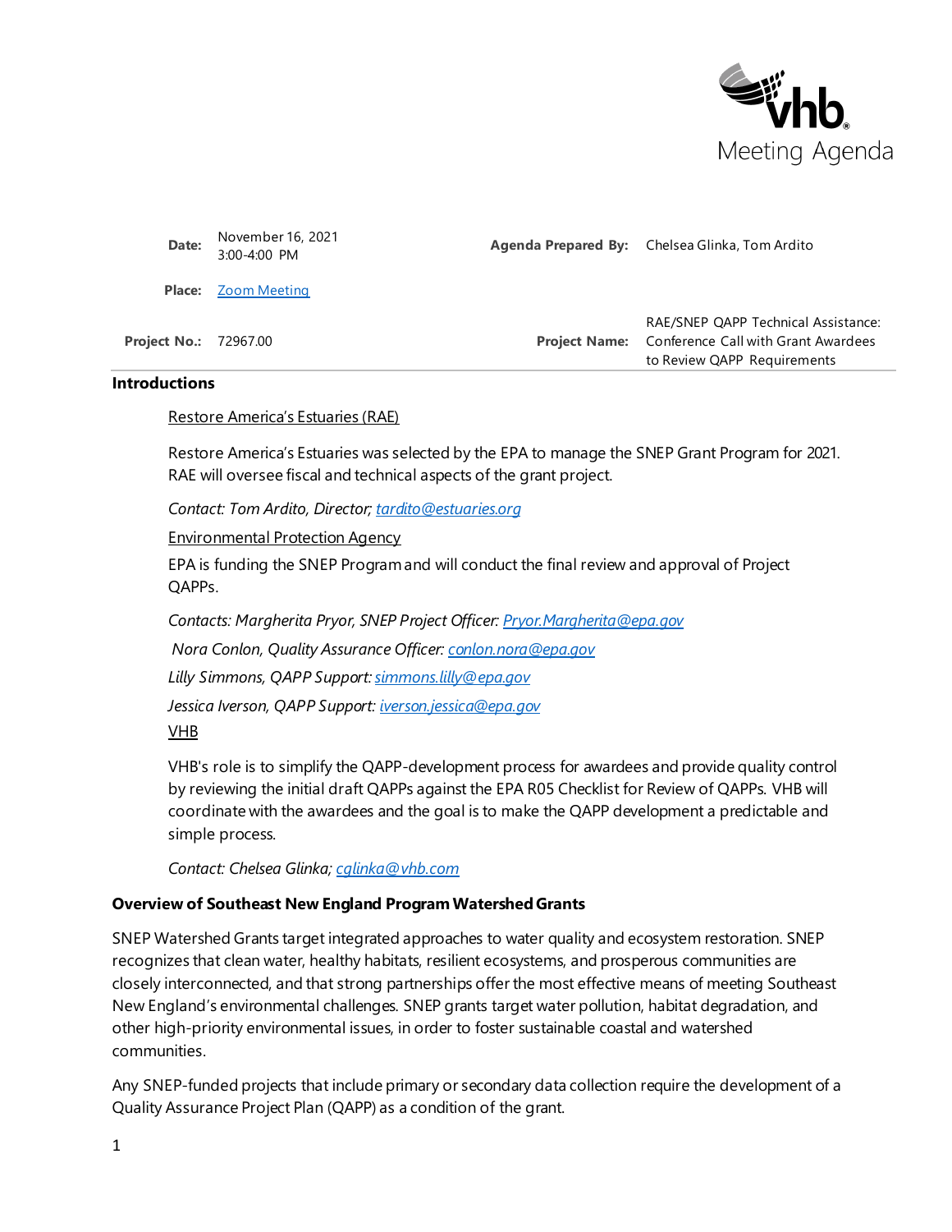# Meeting Agenda

| | | | |
|---|---|---|---|
| **Date:** | November 16, 2021<br>3:00-4:00 PM | **Agenda Prepared By:** | Chelsea Glinka, Tom Ardito |
| **Place:** | Zoom Meeting | | |
| **Project No.:** | 72967.00 | **Project Name:** | RAE/SNEP QAPP Technical Assistance: Conference Call with Grant Awardees to Review QAPP Requirements |

## Introductions

Restore America's Estuaries (RAE)

Restore America's Estuaries was selected by the EPA to manage the SNEP Grant Program for 2021. RAE will oversee fiscal and technical aspects of the grant project.

*Contact: Tom Ardito, Director; tardito@estuaries.org*

Environmental Protection Agency

EPA is funding the SNEP Program and will conduct the final review and approval of Project QAPPs.

*Contacts: Margherita Pryor, SNEP Project Officer: Pryor.Margherita@epa.gov*

*Nora Conlon, Quality Assurance Officer: conlon.nora@epa.gov*

*Lilly Simmons, QAPP Support: simmons.lilly@epa.gov*

*Jessica Iverson, QAPP Support: iverson.jessica@epa.gov*

VHB

VHB's role is to simplify the QAPP-development process for awardees and provide quality control by reviewing the initial draft QAPPs against the EPA R05 Checklist for Review of QAPPs. VHB will coordinate with the awardees and the goal is to make the QAPP development a predictable and simple process.

*Contact: Chelsea Glinka; cglinka@vhb.com*

## Overview of Southeast New England Program Watershed Grants

SNEP Watershed Grants target integrated approaches to water quality and ecosystem restoration. SNEP recognizes that clean water, healthy habitats, resilient ecosystems, and prosperous communities are closely interconnected, and that strong partnerships offer the most effective means of meeting Southeast New England's environmental challenges. SNEP grants target water pollution, habitat degradation, and other high-priority environmental issues, in order to foster sustainable coastal and watershed communities.

Any SNEP-funded projects that include primary or secondary data collection require the development of a Quality Assurance Project Plan (QAPP) as a condition of the grant.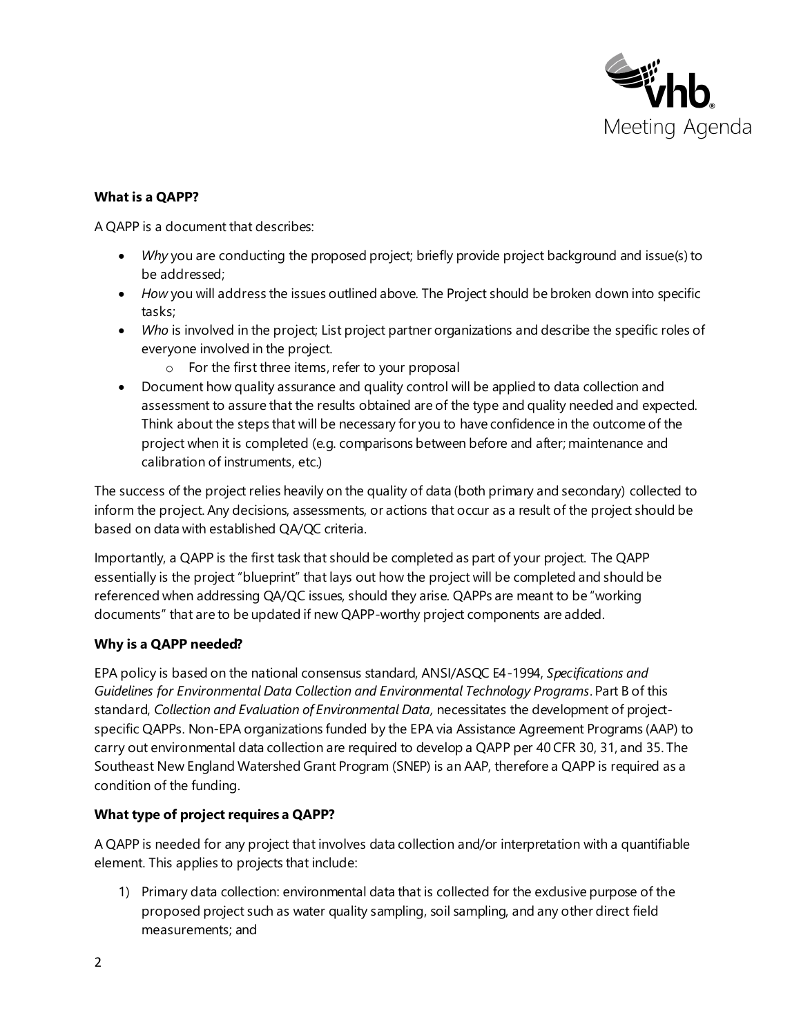### What is a QAPP?

A QAPP is a document that describes:

- *Why* you are conducting the proposed project; briefly provide project background and issue(s) to be addressed;
- *How* you will address the issues outlined above. The Project should be broken down into specific tasks;
- *Who* is involved in the project; List project partner organizations and describe the specific roles of everyone involved in the project.
    - For the first three items, refer to your proposal
- Document how quality assurance and quality control will be applied to data collection and assessment to assure that the results obtained are of the type and quality needed and expected. Think about the steps that will be necessary for you to have confidence in the outcome of the project when it is completed (e.g. comparisons between before and after; maintenance and calibration of instruments, etc.)

The success of the project relies heavily on the quality of data (both primary and secondary) collected to inform the project. Any decisions, assessments, or actions that occur as a result of the project should be based on data with established QA/QC criteria.

Importantly, a QAPP is the first task that should be completed as part of your project. The QAPP essentially is the project "blueprint" that lays out how the project will be completed and should be referenced when addressing QA/QC issues, should they arise. QAPPs are meant to be "working documents" that are to be updated if new QAPP-worthy project components are added.

### Why is a QAPP needed?

EPA policy is based on the national consensus standard, ANSI/ASQC E4-1994, *Specifications and Guidelines for Environmental Data Collection and Environmental Technology Programs*. Part B of this standard, *Collection and Evaluation of Environmental Data,* necessitates the development of project-specific QAPPs. Non-EPA organizations funded by the EPA via Assistance Agreement Programs (AAP) to carry out environmental data collection are required to develop a QAPP per 40 CFR 30, 31, and 35. The Southeast New England Watershed Grant Program (SNEP) is an AAP, therefore a QAPP is required as a condition of the funding.

### What type of project requires a QAPP?

A QAPP is needed for any project that involves data collection and/or interpretation with a quantifiable element. This applies to projects that include:

1) Primary data collection: environmental data that is collected for the exclusive purpose of the proposed project such as water quality sampling, soil sampling, and any other direct field measurements; and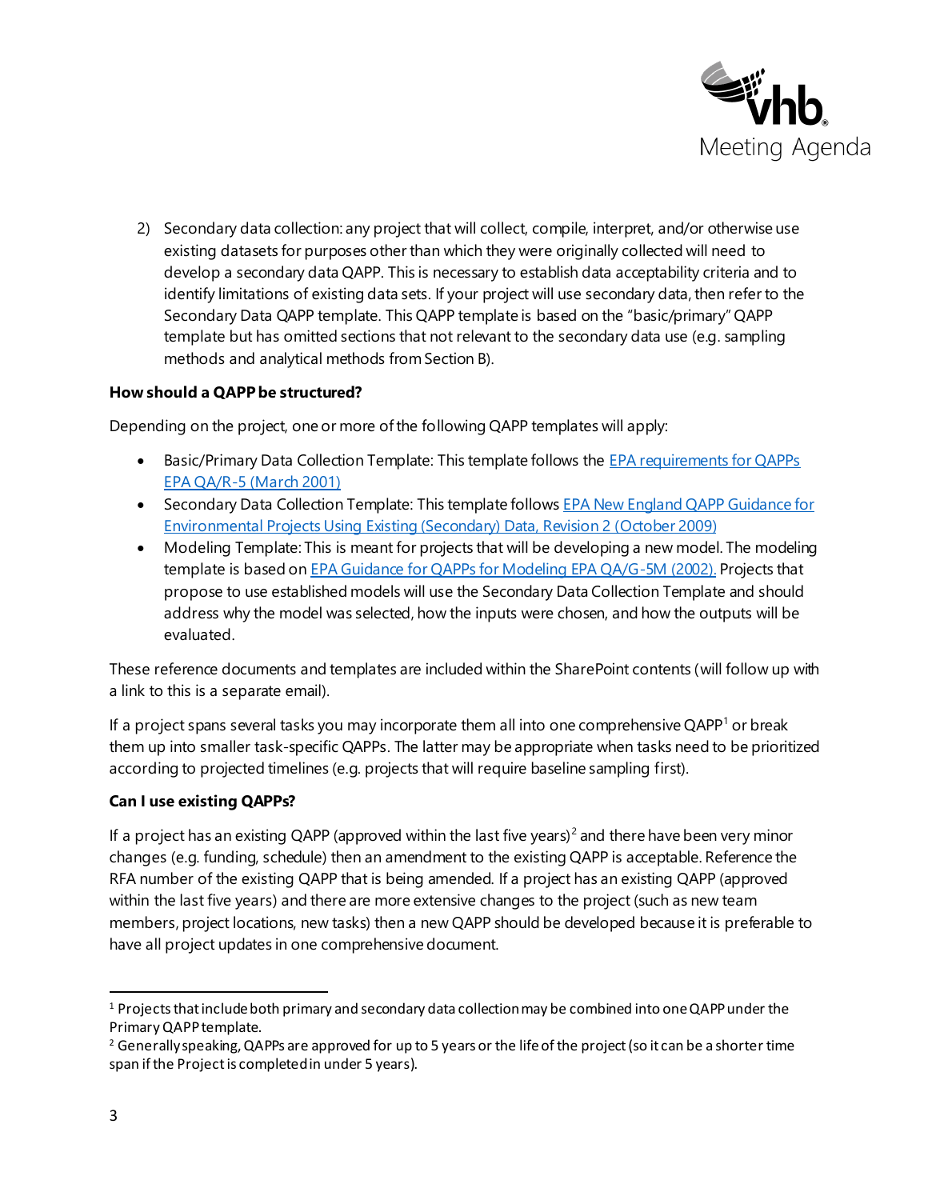2) Secondary data collection: any project that will collect, compile, interpret, and/or otherwise use existing datasets for purposes other than which they were originally collected will need to develop a secondary data QAPP. This is necessary to establish data acceptability criteria and to identify limitations of existing data sets. If your project will use secondary data, then refer to the Secondary Data QAPP template. This QAPP template is based on the "basic/primary" QAPP template but has omitted sections that not relevant to the secondary data use (e.g. sampling methods and analytical methods from Section B).

**How should a QAPP be structured?**

Depending on the project, one or more of the following QAPP templates will apply:

- Basic/Primary Data Collection Template: This template follows the EPA requirements for QAPPs EPA QA/R-5 (March 2001)
- Secondary Data Collection Template: This template follows EPA New England QAPP Guidance for Environmental Projects Using Existing (Secondary) Data, Revision 2 (October 2009)
- Modeling Template: This is meant for projects that will be developing a new model. The modeling template is based on EPA Guidance for QAPPs for Modeling EPA QA/G-5M (2002). Projects that propose to use established models will use the Secondary Data Collection Template and should address why the model was selected, how the inputs were chosen, and how the outputs will be evaluated.

These reference documents and templates are included within the SharePoint contents (will follow up with a link to this is a separate email).

If a project spans several tasks you may incorporate them all into one comprehensive QAPP[1] or break them up into smaller task-specific QAPPs. The latter may be appropriate when tasks need to be prioritized according to projected timelines (e.g. projects that will require baseline sampling first).

**Can I use existing QAPPs?**

If a project has an existing QAPP (approved within the last five years)[2] and there have been very minor changes (e.g. funding, schedule) then an amendment to the existing QAPP is acceptable. Reference the RFA number of the existing QAPP that is being amended. If a project has an existing QAPP (approved within the last five years) and there are more extensive changes to the project (such as new team members, project locations, new tasks) then a new QAPP should be developed because it is preferable to have all project updates in one comprehensive document.

---

[1] Projects that include both primary and secondary data collection may be combined into one QAPP under the Primary QAPP template.

[2] Generally speaking, QAPPs are approved for up to 5 years or the life of the project (so it can be a shorter time span if the Project is completed in under 5 years).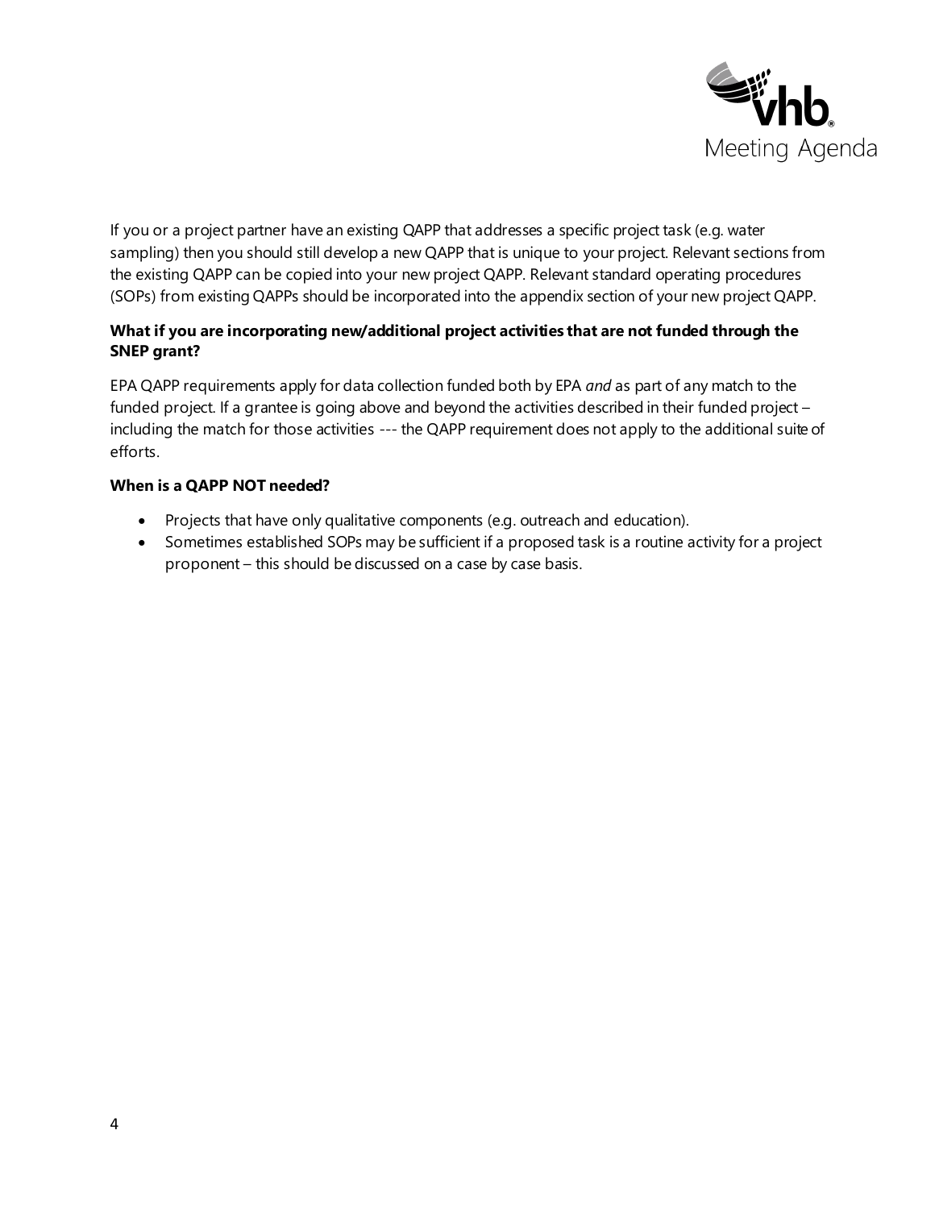If you or a project partner have an existing QAPP that addresses a specific project task (e.g. water sampling) then you should still develop a new QAPP that is unique to your project. Relevant sections from the existing QAPP can be copied into your new project QAPP. Relevant standard operating procedures (SOPs) from existing QAPPs should be incorporated into the appendix section of your new project QAPP.

**What if you are incorporating new/additional project activities that are not funded through the SNEP grant?**

EPA QAPP requirements apply for data collection funded both by EPA *and* as part of any match to the funded project. If a grantee is going above and beyond the activities described in their funded project – including the match for those activities --- the QAPP requirement does not apply to the additional suite of efforts.

**When is a QAPP NOT needed?**

- Projects that have only qualitative components (e.g. outreach and education).
- Sometimes established SOPs may be sufficient if a proposed task is a routine activity for a project proponent – this should be discussed on a case by case basis.